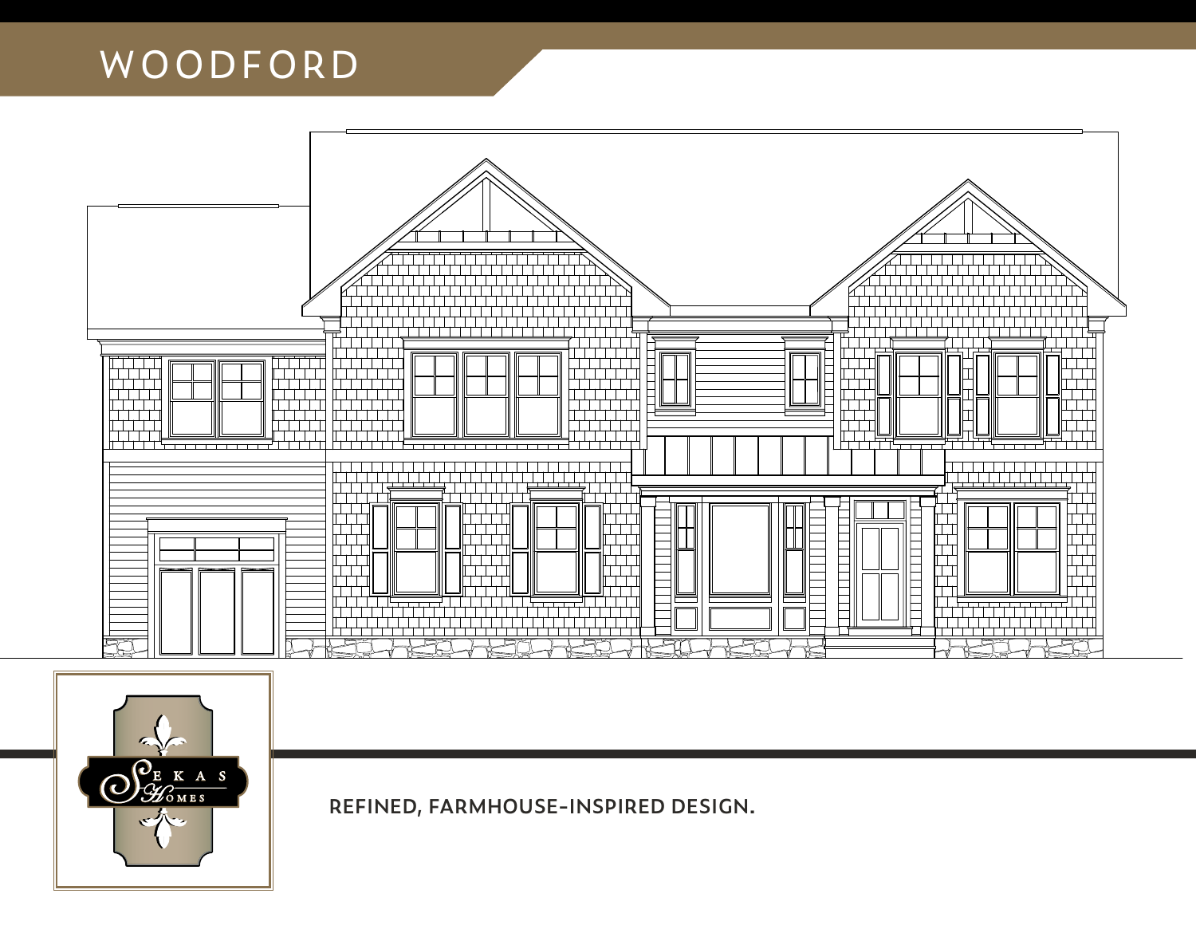# WOODFORD

SEKAS HOMES

**REFINED, FARMHOUSE-INSPIRED DESIGN.**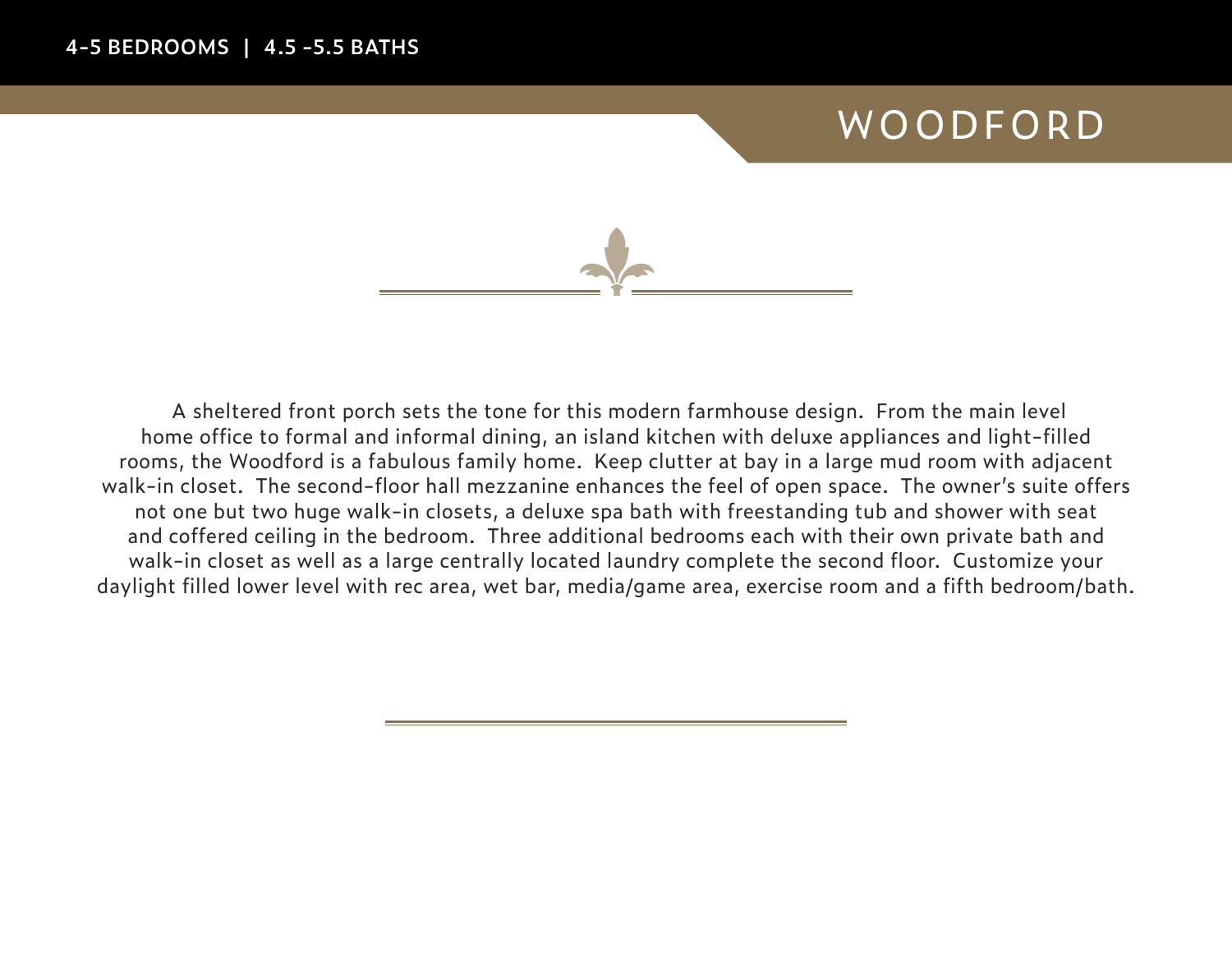**4-5 BEDROOMS | 4.5 -5.5 BATHS**

# WOODFORD

A sheltered front porch sets the tone for this modern farmhouse design. From the main level home office to formal and informal dining, an island kitchen with deluxe appliances and light-filled rooms, the Woodford is a fabulous family home. Keep clutter at bay in a large mud room with adjacent walk-in closet. The second-floor hall mezzanine enhances the feel of open space. The owner's suite offers not one but two huge walk-in closets, a deluxe spa bath with freestanding tub and shower with seat and coffered ceiling in the bedroom. Three additional bedrooms each with their own private bath and walk-in closet as well as a large centrally located laundry complete the second floor. Customize your daylight filled lower level with rec area, wet bar, media/game area, exercise room and a fifth bedroom/bath.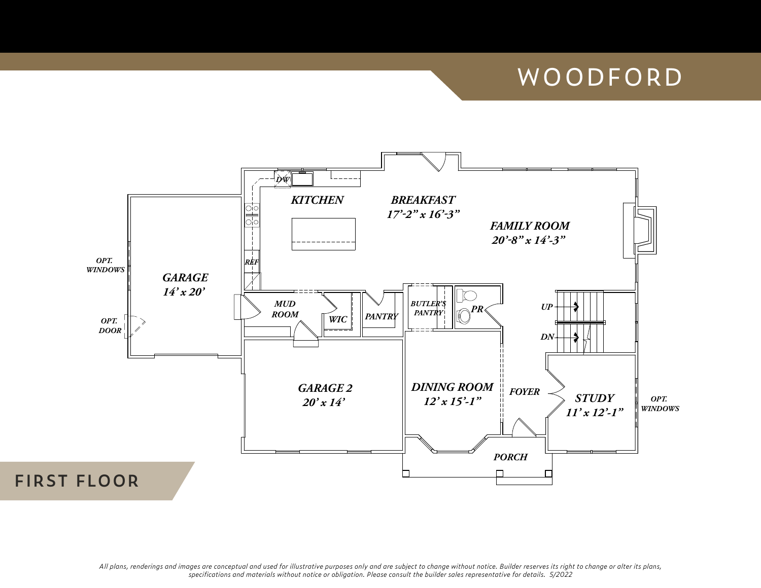# WOODFORD

## FIRST FLOOR

KITCHEN

BREAKFAST
17'-2" x 16'-3"

FAMILY ROOM
20'-8" x 14'-3"

GARAGE
14' x 20'

OPT. WINDOWS

OPT. DOOR

DW

REF

MUD ROOM

WIC

PANTRY

BUTLER'S PANTRY

PR

UP

DN

GARAGE 2
20' x 14'

DINING ROOM
12' x 15'-1"

FOYER

STUDY
11' x 12'-1"

OPT. WINDOWS

PORCH

*All plans, renderings and images are conceptual and used for illustrative purposes only and are subject to change without notice. Builder reserves its right to change or alter its plans, specifications and materials without notice or obligation. Please consult the builder sales representative for details. 5/2022*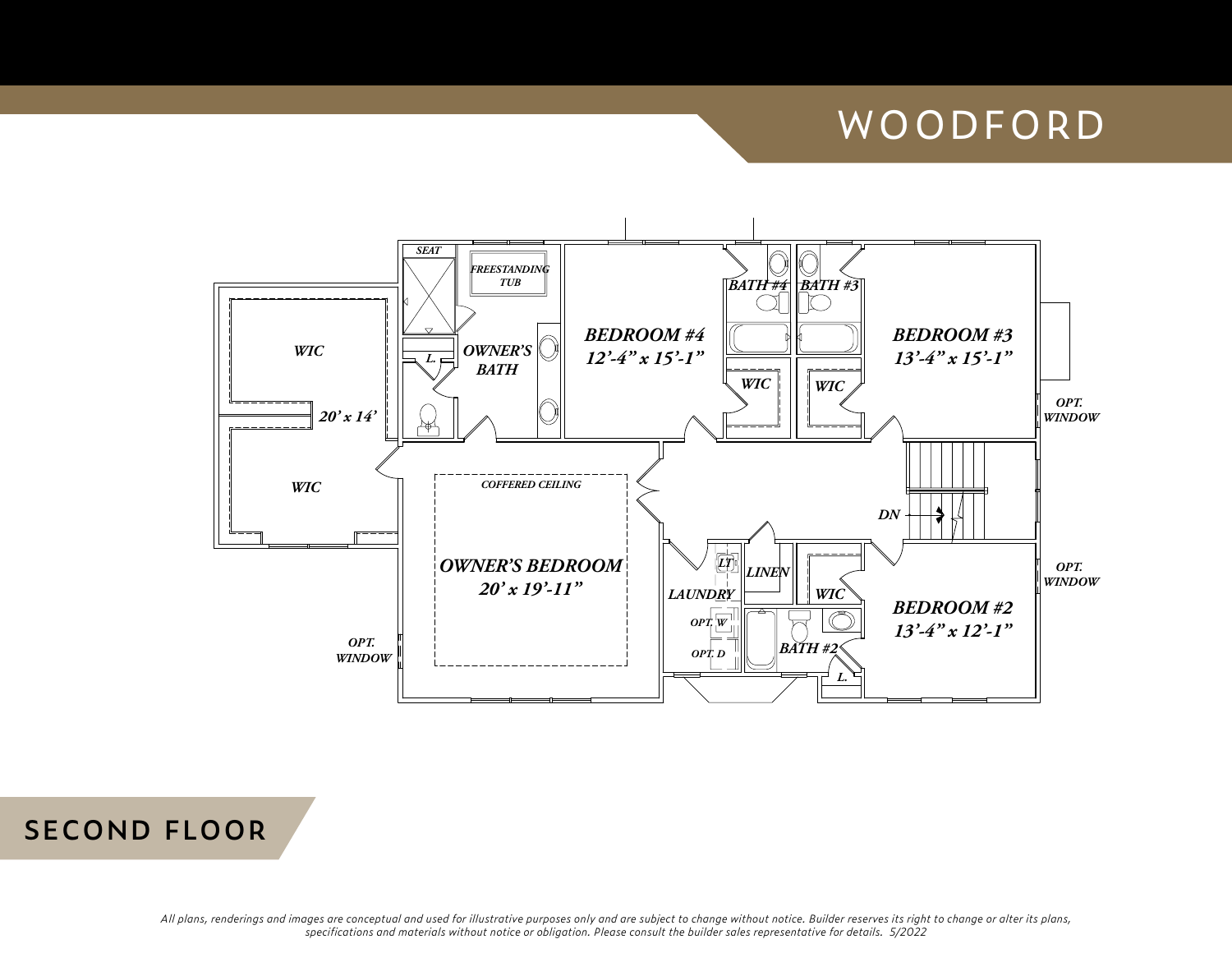# WOODFORD

SEAT

FREESTANDING TUB

WIC

L.

OWNER'S BATH

BEDROOM #4
12'-4" x 15'-1"

BATH #4

BATH #3

BEDROOM #3
13'-4" x 15'-1"

WIC

WIC

OPT. WINDOW

20' x 14'

WIC

COFFERED CEILING

OWNER'S BEDROOM
20' x 19'-11"

DN

LT

LINEN

LAUNDRY

WIC

OPT. WINDOW

BEDROOM #2
13'-4" x 12'-1"

OPT. W

OPT. D

BATH #2

L.

OPT. WINDOW

## SECOND FLOOR

*All plans, renderings and images are conceptual and used for illustrative purposes only and are subject to change without notice. Builder reserves its right to change or alter its plans, specifications and materials without notice or obligation. Please consult the builder sales representative for details. 5/2022*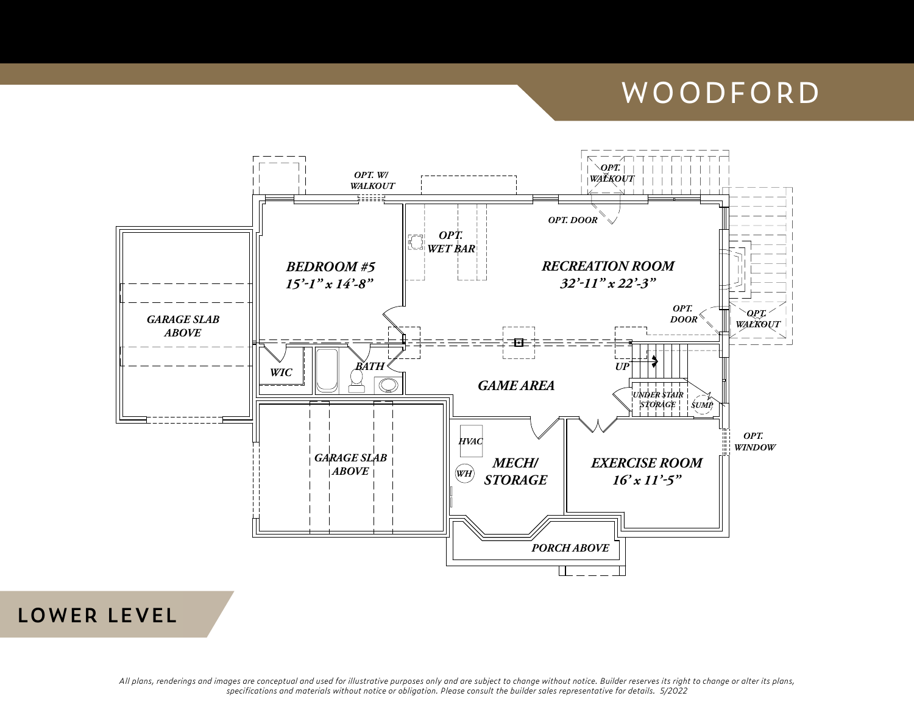# WOODFORD

OPT. W/ WALKOUT

OPT. WALKOUT

OPT. DOOR

OPT. WET BAR

BEDROOM #5
15'-1" x 14'-8"

RECREATION ROOM
32'-11" x 22'-3"

OPT. DOOR

OPT. WALKOUT

GARAGE SLAB ABOVE

WIC

BATH

UP

GAME AREA

UNDER STAIR STORAGE

SUMP

OPT. WINDOW

HVAC

GARAGE SLAB ABOVE

WH

MECH/ STORAGE

EXERCISE ROOM
16' x 11'-5"

PORCH ABOVE

## LOWER LEVEL

*All plans, renderings and images are conceptual and used for illustrative purposes only and are subject to change without notice. Builder reserves its right to change or alter its plans, specifications and materials without notice or obligation. Please consult the builder sales representative for details. 5/2022*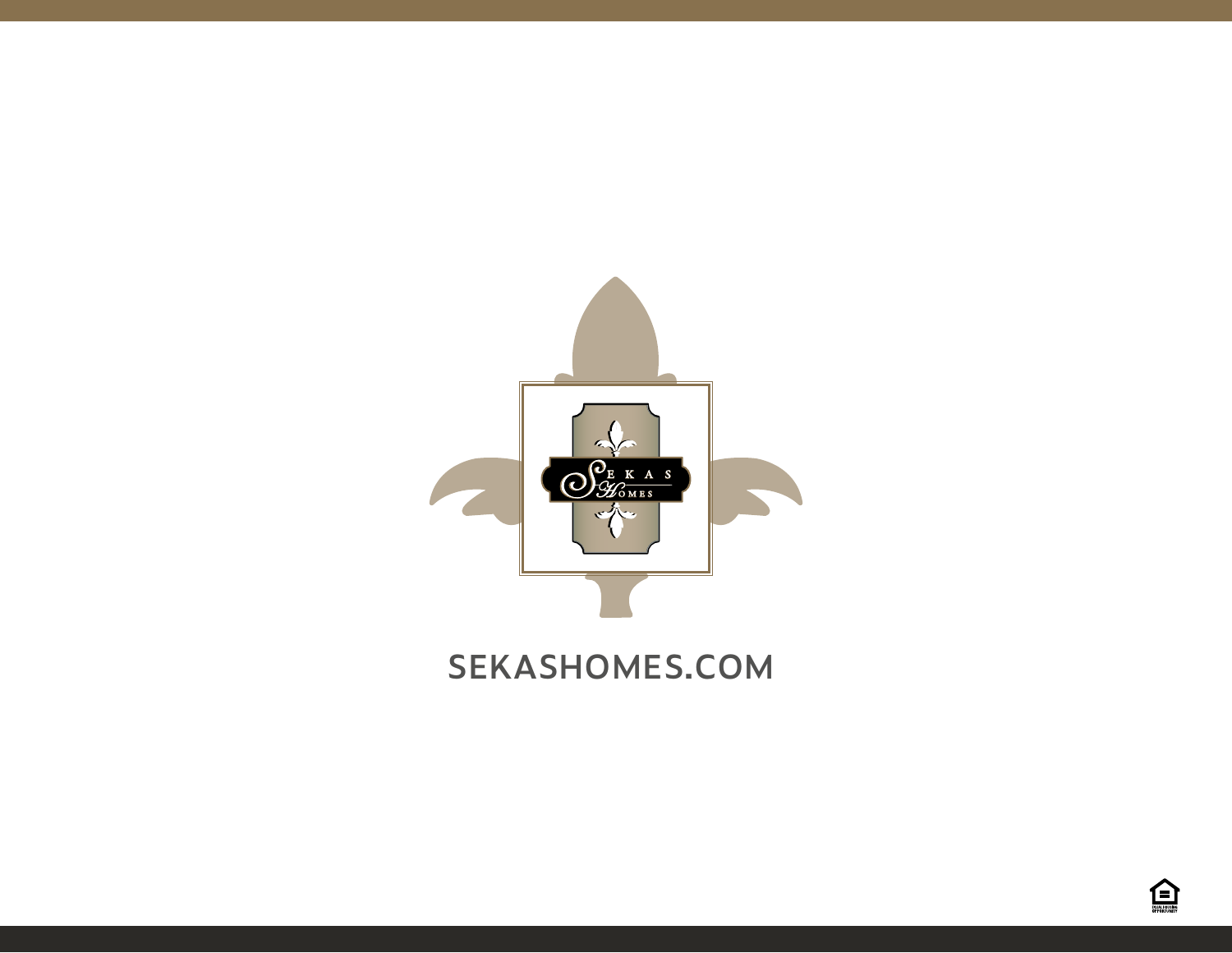SEKAS HOMES

SEKASHOMES.COM